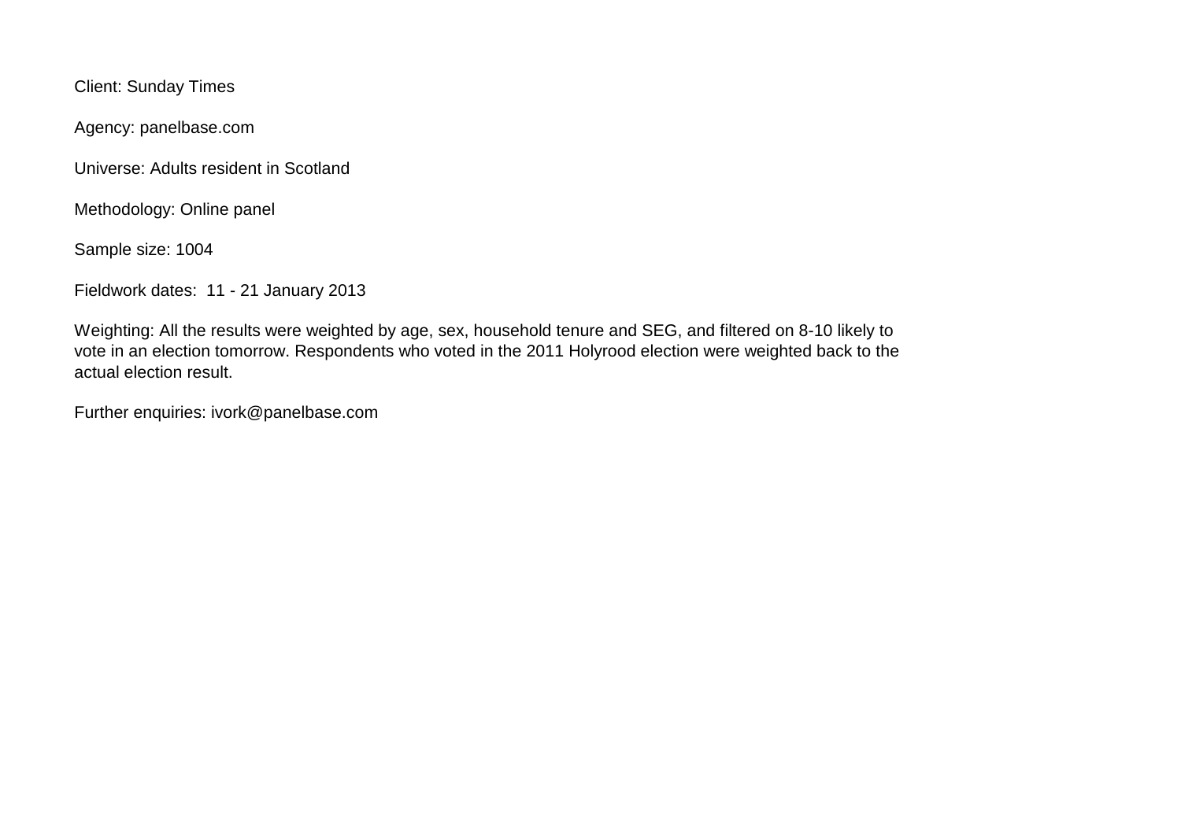Client: Sunday Times

Agency: panelbase.com

Universe: Adults resident in Scotland

Methodology: Online panel

Sample size: 1004

Fieldwork dates: 11 - 21 January 2013

Weighting: All the results were weighted by age, sex, household tenure and SEG, and filtered on 8-10 likely to vote in an election tomorrow. Respondents who voted in the 2011 Holyrood election were weighted back to the actual election result.

Further enquiries: ivork@panelbase.com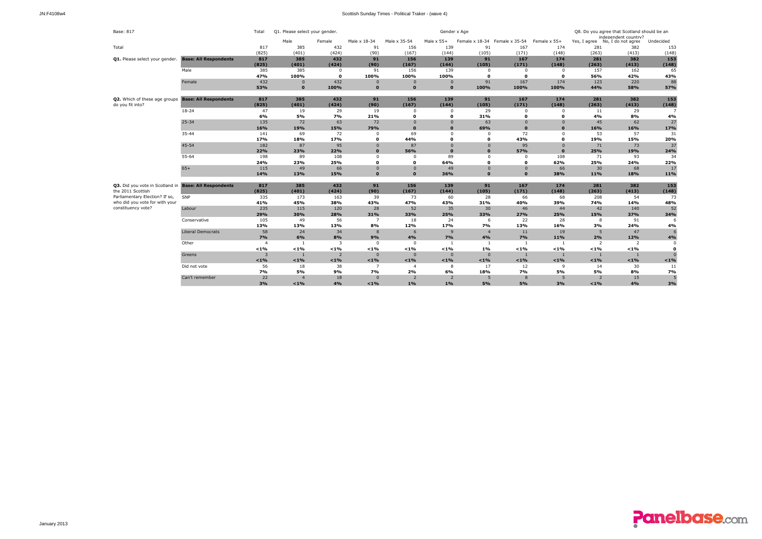# Scottish Sunday Times - Political Traker - (wave 4)

Base: 817

| | | Total | Q1. Please select your gender. | | Gender x Age | | | | | | Q8. Do you agree that Scotland should be an independent country? | | |
|---|---|---|---|---|---|---|---|---|---|---|---|---|---|
| | | | Male | Female | Male x 18-34 | Male x 35-54 | Male x 55+ | Female x 18-34 | Female x 35-54 | Female x 55+ | Yes, I agree | No, I do not agree | Undecided |
| Total | | 817 | 385 | 432 | 91 | 156 | 139 | 91 | 167 | 174 | 281 | 382 | 153 |
| | | (825) | (401) | (424) | (90) | (167) | (144) | (105) | (171) | (148) | (263) | (413) | (148) |
| **Q1.** Please select your gender. | **Base: All Respondents** | **817** | **385** | **432** | **91** | **156** | **139** | **91** | **167** | **174** | **281** | **382** | **153** |
| | | **(825)** | **(401)** | **(424)** | **(90)** | **(167)** | **(144)** | **(105)** | **(171)** | **(148)** | **(263)** | **(413)** | **(148)** |
| | Male | 385 | 385 | 0 | 91 | 156 | 139 | 0 | 0 | 0 | 157 | 162 | 65 |
| | | **47%** | **100%** | **0** | **100%** | **100%** | **100%** | **0** | **0** | **0** | **56%** | **42%** | **43%** |
| | Female | 432 | 0 | 432 | 0 | 0 | 0 | 91 | 167 | 174 | 123 | 220 | 88 |
| | | **53%** | **0** | **100%** | **0** | **0** | **0** | **100%** | **100%** | **100%** | **44%** | **58%** | **57%** |
| **Q2.** Which of these age groups do you fit into? | **Base: All Respondents** | **817** | **385** | **432** | **91** | **156** | **139** | **91** | **167** | **174** | **281** | **382** | **153** |
| | | **(825)** | **(401)** | **(424)** | **(90)** | **(167)** | **(144)** | **(105)** | **(171)** | **(148)** | **(263)** | **(413)** | **(148)** |
| | 18-24 | 47 | 19 | 29 | 19 | 0 | 0 | 29 | 0 | 0 | 11 | 29 | 7 |
| | | **6%** | **5%** | **7%** | **21%** | **0** | **0** | **31%** | **0** | **0** | **4%** | **8%** | **4%** |
| | 25-34 | 135 | 72 | 63 | 72 | 0 | 0 | 63 | 0 | 0 | 45 | 62 | 27 |
| | | **16%** | **19%** | **15%** | **79%** | **0** | **0** | **69%** | **0** | **0** | **16%** | **16%** | **17%** |
| | 35-44 | 141 | 69 | 72 | 0 | 69 | 0 | 0 | 72 | 0 | 53 | 57 | 31 |
| | | **17%** | **18%** | **17%** | **0** | **44%** | **0** | **0** | **43%** | **0** | **19%** | **15%** | **20%** |
| | 45-54 | 182 | 87 | 95 | 0 | 87 | 0 | 0 | 95 | 0 | 71 | 73 | 37 |
| | | **22%** | **23%** | **22%** | **0** | **56%** | **0** | **0** | **57%** | **0** | **25%** | **19%** | **24%** |
| | 55-64 | 198 | 89 | 108 | 0 | 0 | 89 | 0 | 0 | 108 | 71 | 93 | 34 |
| | | **24%** | **23%** | **25%** | **0** | **0** | **64%** | **0** | **0** | **62%** | **25%** | **24%** | **22%** |
| | 65+ | 115 | 49 | 66 | 0 | 0 | 49 | 0 | 0 | 66 | 30 | 68 | 17 |
| | | **14%** | **13%** | **15%** | **0** | **0** | **36%** | **0** | **0** | **38%** | **11%** | **18%** | **11%** |
| **Q3.** Did you vote in Scotland in the 2011 Scottish Parliamentary Election? If so, who did you vote for with your constituency vote? | **Base: All Respondents** | **817** | **385** | **432** | **91** | **156** | **139** | **91** | **167** | **174** | **281** | **382** | **153** |
| | | **(825)** | **(401)** | **(424)** | **(90)** | **(167)** | **(144)** | **(105)** | **(171)** | **(148)** | **(263)** | **(413)** | **(148)** |
| | SNP | 335 | 173 | 163 | 39 | 73 | 60 | 28 | 66 | 68 | 208 | 54 | 73 |
| | | **41%** | **45%** | **38%** | **43%** | **47%** | **43%** | **31%** | **40%** | **39%** | **74%** | **14%** | **48%** |
| | Labour | 235 | 115 | 120 | 28 | 52 | 35 | 30 | 46 | 44 | 42 | 140 | 52 |
| | | **29%** | **30%** | **28%** | **31%** | **33%** | **25%** | **33%** | **27%** | **25%** | **15%** | **37%** | **34%** |
| | Conservative | 105 | 49 | 56 | 7 | 18 | 24 | 6 | 22 | 28 | 8 | 91 | 6 |
| | | **13%** | **13%** | **13%** | **8%** | **12%** | **17%** | **7%** | **13%** | **16%** | **3%** | **24%** | **4%** |
| | Liberal Democrats | 58 | 24 | 34 | 8 | 6 | 9 | 4 | 11 | 19 | 5 | 47 | 6 |
| | | **7%** | **6%** | **8%** | **9%** | **4%** | **7%** | **4%** | **7%** | **11%** | **2%** | **12%** | **4%** |
| | Other | 4 | 1 | 3 | 0 | 0 | 1 | 1 | 1 | 1 | 2 | 2 | 0 |
| | | **<1%** | **<1%** | **<1%** | **<1%** | **<1%** | **<1%** | **1%** | **<1%** | **<1%** | **<1%** | **<1%** | **0** |
| | Greens | 3 | 1 | 2 | 0 | 0 | 0 | 0 | 1 | 1 | 1 | 1 | 0 |
| | | **<1%** | **<1%** | **<1%** | **<1%** | **<1%** | **<1%** | **<1%** | **<1%** | **<1%** | **<1%** | **<1%** | **<1%** |
| | Did not vote | 56 | 18 | 38 | 7 | 4 | 8 | 17 | 12 | 9 | 14 | 30 | 11 |
| | | **7%** | **5%** | **9%** | **7%** | **2%** | **6%** | **18%** | **7%** | **5%** | **5%** | **8%** | **7%** |
| | Can't remember | 22 | 4 | 18 | 0 | 2 | 2 | 5 | 8 | 5 | 2 | 15 | 5 |
| | | **3%** | **<1%** | **4%** | **<1%** | **1%** | **1%** | **5%** | **5%** | **3%** | **<1%** | **4%** | **3%** |

January 2013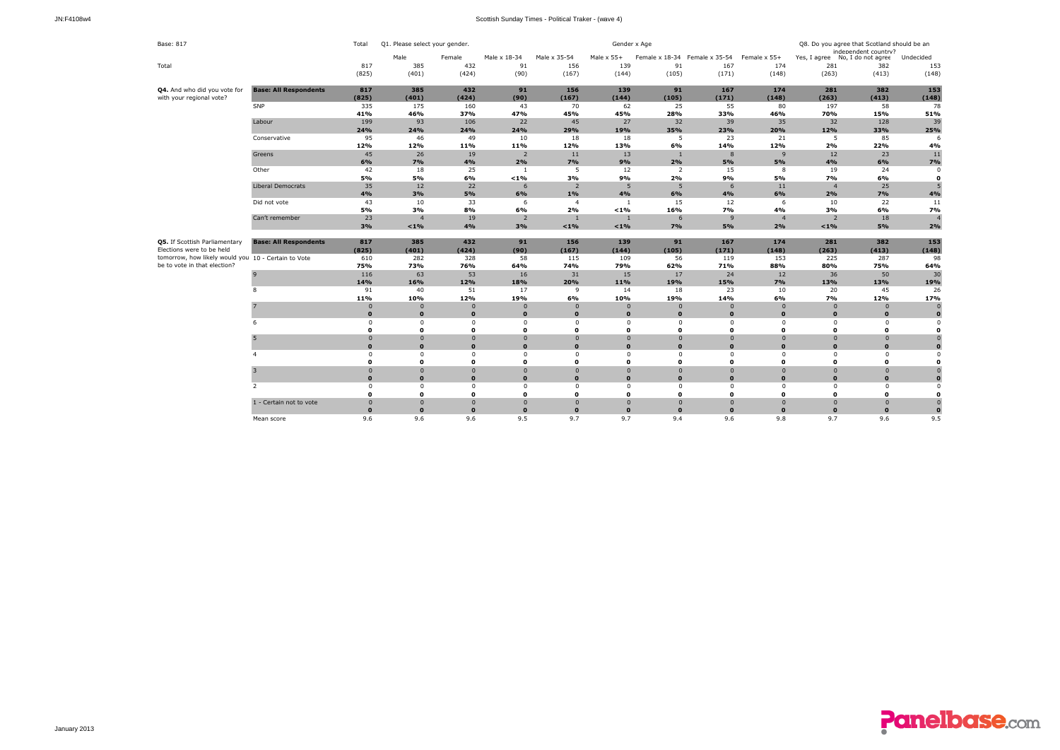Base: 817

| | | Total | Q1. Please select your gender. | | Gender x Age | | | | | | Q8. Do you agree that Scotland should be an independent country? | | |
|---|---|---|---|---|---|---|---|---|---|---|---|---|---|
| | | | Male | Female | Male x 18-34 | Male x 35-54 | Male x 55+ | Female x 18-34 | Female x 35-54 | Female x 55+ | Yes, I agree | No, I do not agree | Undecided |
| Total | | 817 | 385 | 432 | 91 | 156 | 139 | 91 | 167 | 174 | 281 | 382 | 153 |
| | | (825) | (401) | (424) | (90) | (167) | (144) | (105) | (171) | (148) | (263) | (413) | (148) |
| **Q4.** And who did you vote for with your regional vote? | **Base: All Respondents** | **817** | **385** | **432** | **91** | **156** | **139** | **91** | **167** | **174** | **281** | **382** | **153** |
| | | **(825)** | **(401)** | **(424)** | **(90)** | **(167)** | **(144)** | **(105)** | **(171)** | **(148)** | **(263)** | **(413)** | **(148)** |
| | SNP | 335 | 175 | 160 | 43 | 70 | 62 | 25 | 55 | 80 | 197 | 58 | 78 |
| | | **41%** | **46%** | **37%** | **47%** | **45%** | **45%** | **28%** | **33%** | **46%** | **70%** | **15%** | **51%** |
| | Labour | 199 | 93 | 106 | 22 | 45 | 27 | 32 | 39 | 35 | 32 | 128 | 39 |
| | | **24%** | **24%** | **24%** | **24%** | **29%** | **19%** | **35%** | **23%** | **20%** | **12%** | **33%** | **25%** |
| | Conservative | 95 | 46 | 49 | 10 | 18 | 18 | 5 | 23 | 21 | 5 | 85 | 6 |
| | | **12%** | **12%** | **11%** | **11%** | **12%** | **13%** | **6%** | **14%** | **12%** | **2%** | **22%** | **4%** |
| | Greens | 45 | 26 | 19 | 2 | 11 | 13 | 1 | 8 | 9 | 12 | 23 | 11 |
| | | **6%** | **7%** | **4%** | **2%** | **7%** | **9%** | **2%** | **5%** | **5%** | **4%** | **6%** | **7%** |
| | Other | 42 | 18 | 25 | 1 | 5 | 12 | 2 | 15 | 8 | 19 | 24 | 0 |
| | | **5%** | **5%** | **6%** | **<1%** | **3%** | **9%** | **2%** | **9%** | **5%** | **7%** | **6%** | **0** |
| | Liberal Democrats | 35 | 12 | 22 | 6 | 2 | 5 | 5 | 6 | 11 | 4 | 25 | 5 |
| | | **4%** | **3%** | **5%** | **6%** | **1%** | **4%** | **6%** | **4%** | **6%** | **2%** | **7%** | **4%** |
| | Did not vote | 43 | 10 | 33 | 6 | 4 | 1 | 15 | 12 | 6 | 10 | 22 | 11 |
| | | **5%** | **3%** | **8%** | **6%** | **2%** | **<1%** | **16%** | **7%** | **4%** | **3%** | **6%** | **7%** |
| | Can't remember | 23 | 4 | 19 | 2 | 1 | 1 | 6 | 9 | 4 | 2 | 18 | 4 |
| | | **3%** | **<1%** | **4%** | **3%** | **<1%** | **<1%** | **7%** | **5%** | **2%** | **<1%** | **5%** | **2%** |
| **Q5.** If Scottish Parliamentary Elections were to be held tomorrow, how likely would you be to vote in that election? | **Base: All Respondents** | **817** | **385** | **432** | **91** | **156** | **139** | **91** | **167** | **174** | **281** | **382** | **153** |
| | | **(825)** | **(401)** | **(424)** | **(90)** | **(167)** | **(144)** | **(105)** | **(171)** | **(148)** | **(263)** | **(413)** | **(148)** |
| | 10 - Certain to Vote | 610 | 282 | 328 | 58 | 115 | 109 | 56 | 119 | 153 | 225 | 287 | 98 |
| | | **75%** | **73%** | **76%** | **64%** | **74%** | **79%** | **62%** | **71%** | **88%** | **80%** | **75%** | **64%** |
| | 9 | 116 | 63 | 53 | 16 | 31 | 15 | 17 | 24 | 12 | 36 | 50 | 30 |
| | | **14%** | **16%** | **12%** | **18%** | **20%** | **11%** | **19%** | **15%** | **7%** | **13%** | **13%** | **19%** |
| | 8 | 91 | 40 | 51 | 17 | 9 | 14 | 18 | 23 | 10 | 20 | 45 | 26 |
| | | **11%** | **10%** | **12%** | **19%** | **6%** | **10%** | **19%** | **14%** | **6%** | **7%** | **12%** | **17%** |
| | 7 | 0 | 0 | 0 | 0 | 0 | 0 | 0 | 0 | 0 | 0 | 0 | 0 |
| | | **0** | **0** | **0** | **0** | **0** | **0** | **0** | **0** | **0** | **0** | **0** | **0** |
| | 6 | 0 | 0 | 0 | 0 | 0 | 0 | 0 | 0 | 0 | 0 | 0 | 0 |
| | | **0** | **0** | **0** | **0** | **0** | **0** | **0** | **0** | **0** | **0** | **0** | **0** |
| | 5 | 0 | 0 | 0 | 0 | 0 | 0 | 0 | 0 | 0 | 0 | 0 | 0 |
| | | **0** | **0** | **0** | **0** | **0** | **0** | **0** | **0** | **0** | **0** | **0** | **0** |
| | 4 | 0 | 0 | 0 | 0 | 0 | 0 | 0 | 0 | 0 | 0 | 0 | 0 |
| | | **0** | **0** | **0** | **0** | **0** | **0** | **0** | **0** | **0** | **0** | **0** | **0** |
| | 3 | 0 | 0 | 0 | 0 | 0 | 0 | 0 | 0 | 0 | 0 | 0 | 0 |
| | | **0** | **0** | **0** | **0** | **0** | **0** | **0** | **0** | **0** | **0** | **0** | **0** |
| | 2 | 0 | 0 | 0 | 0 | 0 | 0 | 0 | 0 | 0 | 0 | 0 | 0 |
| | | **0** | **0** | **0** | **0** | **0** | **0** | **0** | **0** | **0** | **0** | **0** | **0** |
| | 1 - Certain not to vote | 0 | 0 | 0 | 0 | 0 | 0 | 0 | 0 | 0 | 0 | 0 | 0 |
| | | **0** | **0** | **0** | **0** | **0** | **0** | **0** | **0** | **0** | **0** | **0** | **0** |
| | Mean score | 9.6 | 9.6 | 9.6 | 9.5 | 9.7 | 9.7 | 9.4 | 9.6 | 9.8 | 9.7 | 9.6 | 9.5 |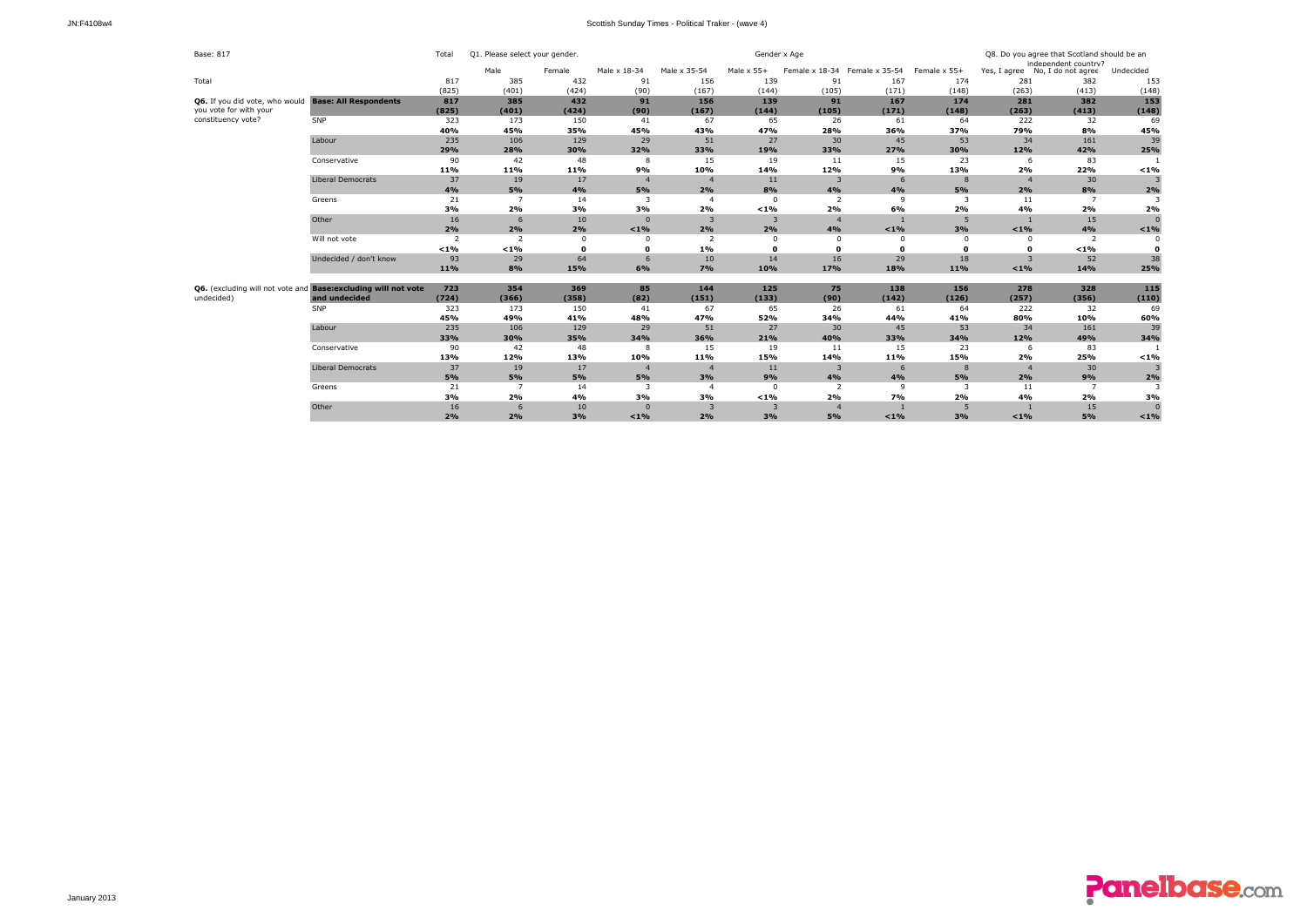Base: 817

| | | Total | Q1. Please select your gender. | | Gender x Age | | | | | | Q8. Do you agree that Scotland should be an independent country? | | |
|---|---|---|---|---|---|---|---|---|---|---|---|---|---|
| | | | Male | Female | Male x 18-34 | Male x 35-54 | Male x 55+ | Female x 18-34 | Female x 35-54 | Female x 55+ | Yes, I agree | No, I do not agree | Undecided |
| Total | | 817 | 385 | 432 | 91 | 156 | 139 | 91 | 167 | 174 | 281 | 382 | 153 |
| | | (825) | (401) | (424) | (90) | (167) | (144) | (105) | (171) | (148) | (263) | (413) | (148) |
| **Q6.** If you did vote, who would you vote for with your constituency vote? | **Base: All Respondents** | **817** | **385** | **432** | **91** | **156** | **139** | **91** | **167** | **174** | **281** | **382** | **153** |
| | | **(825)** | **(401)** | **(424)** | **(90)** | **(167)** | **(144)** | **(105)** | **(171)** | **(148)** | **(263)** | **(413)** | **(148)** |
| | SNP | 323 | 173 | 150 | 41 | 67 | 65 | 26 | 61 | 64 | 222 | 32 | 69 |
| | | **40%** | **45%** | **35%** | **45%** | **43%** | **47%** | **28%** | **36%** | **37%** | **79%** | **8%** | **45%** |
| | Labour | 235 | 106 | 129 | 29 | 51 | 27 | 30 | 45 | 53 | 34 | 161 | 39 |
| | | **29%** | **28%** | **30%** | **32%** | **33%** | **19%** | **33%** | **27%** | **30%** | **12%** | **42%** | **25%** |
| | Conservative | 90 | 42 | 48 | 8 | 15 | 19 | 11 | 15 | 23 | 6 | 83 | 1 |
| | | **11%** | **11%** | **11%** | **9%** | **10%** | **14%** | **12%** | **9%** | **13%** | **2%** | **22%** | **<1%** |
| | Liberal Democrats | 37 | 19 | 17 | 4 | 4 | 11 | 3 | 6 | 8 | 4 | 30 | 3 |
| | | **4%** | **5%** | **4%** | **5%** | **2%** | **8%** | **4%** | **4%** | **5%** | **2%** | **8%** | **2%** |
| | Greens | 21 | 7 | 14 | 3 | 4 | 0 | 2 | 9 | 3 | 11 | 7 | 3 |
| | | **3%** | **2%** | **3%** | **3%** | **2%** | **<1%** | **2%** | **6%** | **2%** | **4%** | **2%** | **2%** |
| | Other | 16 | 6 | 10 | 0 | 3 | 3 | 4 | 1 | 5 | 1 | 15 | 0 |
| | | **2%** | **2%** | **2%** | **<1%** | **2%** | **2%** | **4%** | **<1%** | **3%** | **<1%** | **4%** | **<1%** |
| | Will not vote | 2 | 2 | 0 | 0 | 2 | 0 | 0 | 0 | 0 | 0 | 2 | 0 |
| | | **<1%** | **<1%** | **0** | **0** | **1%** | **0** | **0** | **0** | **0** | **0** | **<1%** | **0** |
| | Undecided / don't know | 93 | 29 | 64 | 6 | 10 | 14 | 16 | 29 | 18 | 3 | 52 | 38 |
| | | **11%** | **8%** | **15%** | **6%** | **7%** | **10%** | **17%** | **18%** | **11%** | **<1%** | **14%** | **25%** |
| **Q6.** (excluding will not vote and undecided) | **Base:excluding will not vote and undecided** | **723** | **354** | **369** | **85** | **144** | **125** | **75** | **138** | **156** | **278** | **328** | **115** |
| | | **(724)** | **(366)** | **(358)** | **(82)** | **(151)** | **(133)** | **(90)** | **(142)** | **(126)** | **(257)** | **(356)** | **(110)** |
| | SNP | 323 | 173 | 150 | 41 | 67 | 65 | 26 | 61 | 64 | 222 | 32 | 69 |
| | | **45%** | **49%** | **41%** | **48%** | **47%** | **52%** | **34%** | **44%** | **41%** | **80%** | **10%** | **60%** |
| | Labour | 235 | 106 | 129 | 29 | 51 | 27 | 30 | 45 | 53 | 34 | 161 | 39 |
| | | **33%** | **30%** | **35%** | **34%** | **36%** | **21%** | **40%** | **33%** | **34%** | **12%** | **49%** | **34%** |
| | Conservative | 90 | 42 | 48 | 8 | 15 | 19 | 11 | 15 | 23 | 6 | 83 | 1 |
| | | **13%** | **12%** | **13%** | **10%** | **11%** | **15%** | **14%** | **11%** | **15%** | **2%** | **25%** | **<1%** |
| | Liberal Democrats | 37 | 19 | 17 | 4 | 4 | 11 | 3 | 6 | 8 | 4 | 30 | 3 |
| | | **5%** | **5%** | **5%** | **5%** | **3%** | **9%** | **4%** | **4%** | **5%** | **2%** | **9%** | **2%** |
| | Greens | 21 | 7 | 14 | 3 | 4 | 0 | 2 | 9 | 3 | 11 | 7 | 3 |
| | | **3%** | **2%** | **4%** | **3%** | **3%** | **<1%** | **2%** | **7%** | **2%** | **4%** | **2%** | **3%** |
| | Other | 16 | 6 | 10 | 0 | 3 | 3 | 4 | 1 | 5 | 1 | 15 | 0 |
| | | **2%** | **2%** | **3%** | **<1%** | **2%** | **3%** | **5%** | **<1%** | **3%** | **<1%** | **5%** | **<1%** |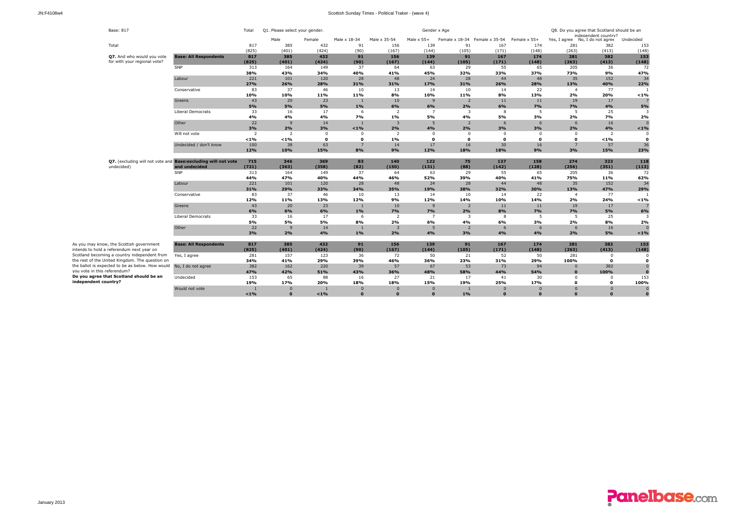Scottish Sunday Times - Political Traker - (wave 4)

Base: 817

| | | Total | Q1. Please select your gender. | | Gender x Age | | | | | | Q8. Do you agree that Scotland should be an independent country? | | |
|---|---|---|---|---|---|---|---|---|---|---|---|---|---|
| | | | Male | Female | Male x 18-34 | Male x 35-54 | Male x 55+ | Female x 18-34 | Female x 35-54 | Female x 55+ | Yes, I agree | No, I do not agree | Undecided |
| Total | | 817 | 385 | 432 | 91 | 156 | 139 | 91 | 167 | 174 | 281 | 382 | 153 |
| | | (825) | (401) | (424) | (90) | (167) | (144) | (105) | (171) | (148) | (263) | (413) | (148) |
| **Q7.** And who would you vote for with your regional vote? | **Base: All Respondents** | **817** | **385** | **432** | **91** | **156** | **139** | **91** | **167** | **174** | **281** | **382** | **153** |
| | | **(825)** | **(401)** | **(424)** | **(90)** | **(167)** | **(144)** | **(105)** | **(171)** | **(148)** | **(263)** | **(413)** | **(148)** |
| | SNP | 313 | 164 | 149 | 37 | 64 | 63 | 29 | 55 | 65 | 205 | 36 | 72 |
| | | **38%** | **43%** | **34%** | **40%** | **41%** | **45%** | **32%** | **33%** | **37%** | **73%** | **9%** | **47%** |
| | Labour | 221 | 101 | 120 | 28 | 48 | 24 | 28 | 44 | 48 | 35 | 152 | 34 |
| | | **27%** | **26%** | **28%** | **31%** | **31%** | **17%** | **31%** | **26%** | **28%** | **13%** | **40%** | **22%** |
| | Conservative | 83 | 37 | 46 | 10 | 13 | 14 | 10 | 14 | 22 | 4 | 77 | 1 |
| | | **10%** | **10%** | **11%** | **11%** | **8%** | **10%** | **11%** | **8%** | **13%** | **2%** | **20%** | **<1%** |
| | Greens | 43 | 20 | 23 | 1 | 10 | 9 | 2 | 11 | 11 | 19 | 17 | 7 |
| | | **5%** | **5%** | **5%** | **1%** | **6%** | **6%** | **2%** | **6%** | **7%** | **7%** | **4%** | **5%** |
| | Liberal Democrats | 33 | 16 | 17 | 6 | 2 | 7 | 3 | 8 | 5 | 5 | 25 | 3 |
| | | **4%** | **4%** | **4%** | **7%** | **1%** | **5%** | **4%** | **5%** | **3%** | **2%** | **7%** | **2%** |
| | Other | 22 | 9 | 14 | 1 | 3 | 5 | 2 | 6 | 6 | 6 | 16 | 0 |
| | | **3%** | **2%** | **3%** | **<1%** | **2%** | **4%** | **2%** | **3%** | **3%** | **2%** | **4%** | **<1%** |
| | Will not vote | 2 | 2 | 0 | 0 | 2 | 0 | 0 | 0 | 0 | 0 | 2 | 0 |
| | | **<1%** | **<1%** | **0** | **0** | **1%** | **0** | **0** | **0** | **0** | **0** | **<1%** | **0** |
| | Undecided / don't know | 100 | 38 | 63 | 7 | 14 | 17 | 16 | 30 | 16 | 7 | 57 | 36 |
| | | **12%** | **10%** | **15%** | **8%** | **9%** | **12%** | **18%** | **18%** | **9%** | **3%** | **15%** | **23%** |
| **Q7.** (excluding will not vote and undecided) | **Base:excluding will not vote and undecided** | **715** | **346** | **369** | **83** | **140** | **122** | **75** | **137** | **158** | **274** | **323** | **118** |
| | | **(721)** | **(363)** | **(358)** | **(82)** | **(150)** | **(131)** | **(88)** | **(142)** | **(128)** | **(256)** | **(351)** | **(113)** |
| | SNP | 313 | 164 | 149 | 37 | 64 | 63 | 29 | 55 | 65 | 205 | 36 | 72 |
| | | **44%** | **47%** | **40%** | **44%** | **46%** | **52%** | **39%** | **40%** | **41%** | **75%** | **11%** | **62%** |
| | Labour | 221 | 101 | 120 | 28 | 48 | 24 | 28 | 44 | 48 | 35 | 152 | 34 |
| | | **31%** | **29%** | **33%** | **34%** | **35%** | **19%** | **38%** | **32%** | **30%** | **13%** | **47%** | **29%** |
| | Conservative | 83 | 37 | 46 | 10 | 13 | 14 | 10 | 14 | 22 | 4 | 77 | 1 |
| | | **12%** | **11%** | **13%** | **12%** | **9%** | **12%** | **14%** | **10%** | **14%** | **2%** | **24%** | **<1%** |
| | Greens | 43 | 20 | 23 | 1 | 10 | 9 | 2 | 11 | 11 | 19 | 17 | 7 |
| | | **6%** | **6%** | **6%** | **1%** | **7%** | **7%** | **2%** | **8%** | **7%** | **7%** | **5%** | **6%** |
| | Liberal Democrats | 33 | 16 | 17 | 6 | 2 | 7 | 3 | 8 | 5 | 5 | 25 | 3 |
| | | **5%** | **5%** | **5%** | **8%** | **2%** | **6%** | **4%** | **6%** | **3%** | **2%** | **8%** | **2%** |
| | Other | 22 | 9 | 14 | 1 | 3 | 5 | 2 | 6 | 6 | 6 | 16 | 0 |
| | | **3%** | **2%** | **4%** | **1%** | **2%** | **4%** | **3%** | **4%** | **4%** | **2%** | **5%** | **<1%** |
| As you may know, the Scottish government intends to hold a referendum next year on Scotland becoming a country independent from the rest of the United Kingdom. The question on the ballot is expected to be as below. How would you vote in this referendum? **Do you agree that Scotland should be an independent country?** | **Base: All Respondents** | **817** | **385** | **432** | **91** | **156** | **139** | **91** | **167** | **174** | **281** | **382** | **153** |
| | | **(825)** | **(401)** | **(424)** | **(90)** | **(167)** | **(144)** | **(105)** | **(171)** | **(148)** | **(263)** | **(413)** | **(148)** |
| | Yes, I agree | 281 | 157 | 123 | 36 | 72 | 50 | 21 | 52 | 50 | 281 | 0 | 0 |
| | | **34%** | **41%** | **29%** | **39%** | **46%** | **36%** | **23%** | **31%** | **29%** | **100%** | **0** | **0** |
| | No, I do not agree | 382 | 162 | 220 | 39 | 57 | 67 | 53 | 73 | 94 | 0 | 382 | 0 |
| | | **47%** | **42%** | **51%** | **43%** | **36%** | **48%** | **58%** | **44%** | **54%** | **0** | **100%** | **0** |
| | Undecided | 153 | 65 | 88 | 16 | 27 | 21 | 17 | 41 | 30 | 0 | 0 | 153 |
| | | **19%** | **17%** | **20%** | **18%** | **18%** | **15%** | **19%** | **25%** | **17%** | **0** | **0** | **100%** |
| | Would not vote | 1 | 0 | 1 | 0 | 0 | 0 | 1 | 0 | 0 | 0 | 0 | 0 |
| | | **<1%** | **0** | **<1%** | **0** | **0** | **0** | **1%** | **0** | **0** | **0** | **0** | **0** |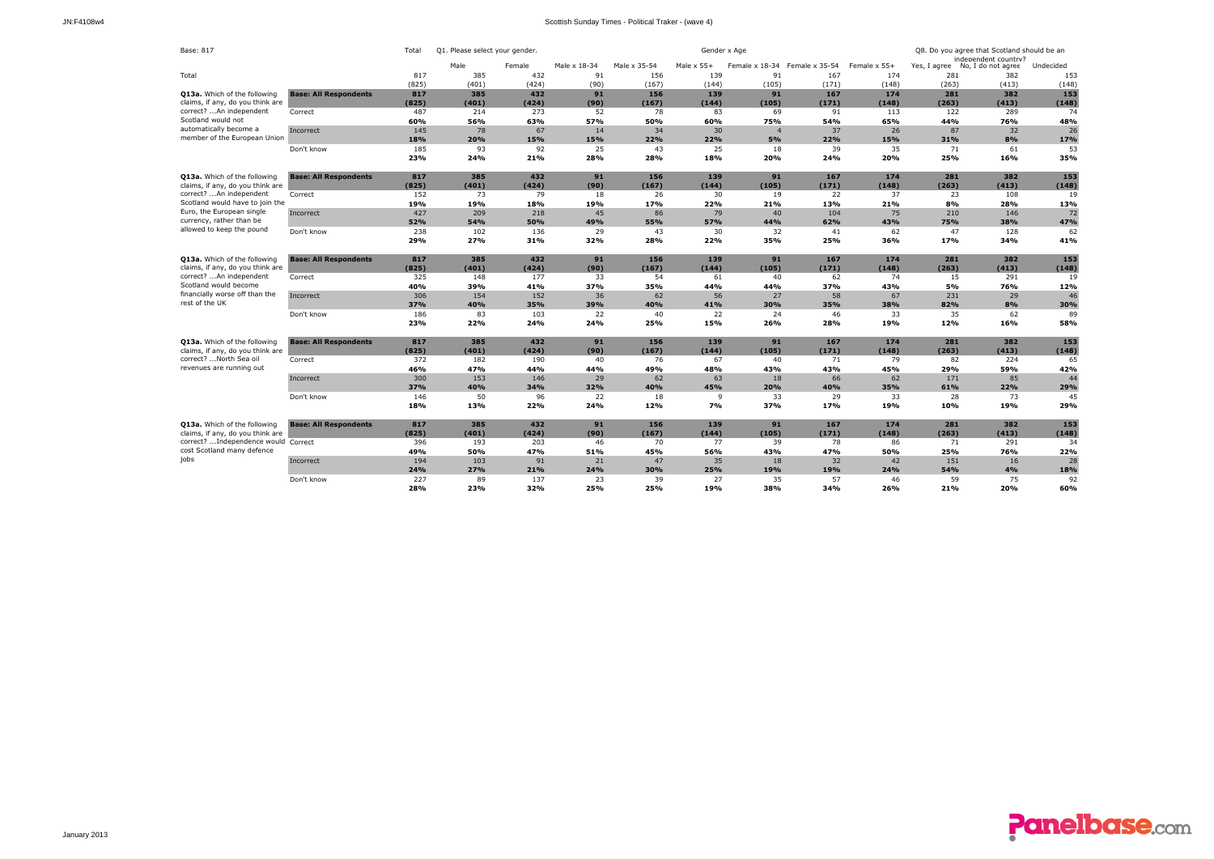Base: 817

| | | Total | Q1. Please select your gender. | | Gender x Age | | | | | | Q8. Do you agree that Scotland should be an independent country? | | |
|---|---|---|---|---|---|---|---|---|---|---|---|---|---|
| | | | Male | Female | Male x 18-34 | Male x 35-54 | Male x 55+ | Female x 18-34 | Female x 35-54 | Female x 55+ | Yes, I agree | No, I do not agree | Undecided |
| Total | | 817 | 385 | 432 | 91 | 156 | 139 | 91 | 167 | 174 | 281 | 382 | 153 |
| | | (825) | (401) | (424) | (90) | (167) | (144) | (105) | (171) | (148) | (263) | (413) | (148) |
| **Q13a.** Which of the following claims, if any, do you think are correct? ...An independent Scotland would not automatically become a member of the European Union | **Base: All Respondents** | **817** | **385** | **432** | **91** | **156** | **139** | **91** | **167** | **174** | **281** | **382** | **153** |
| | | **(825)** | **(401)** | **(424)** | **(90)** | **(167)** | **(144)** | **(105)** | **(171)** | **(148)** | **(263)** | **(413)** | **(148)** |
| | Correct | 487 | 214 | 273 | 52 | 78 | 83 | 69 | 91 | 113 | 122 | 289 | 74 |
| | | **60%** | **56%** | **63%** | **57%** | **50%** | **60%** | **75%** | **54%** | **65%** | **44%** | **76%** | **48%** |
| | Incorrect | 145 | 78 | 67 | 14 | 34 | 30 | 4 | 37 | 26 | 87 | 32 | 26 |
| | | **18%** | **20%** | **15%** | **15%** | **22%** | **22%** | **5%** | **22%** | **15%** | **31%** | **8%** | **17%** |
| | Don't know | 185 | 93 | 92 | 25 | 43 | 25 | 18 | 39 | 35 | 71 | 61 | 53 |
| | | **23%** | **24%** | **21%** | **28%** | **28%** | **18%** | **20%** | **24%** | **20%** | **25%** | **16%** | **35%** |
| **Q13a.** Which of the following claims, if any, do you think are correct? ...An independent Scotland would have to join the Euro, the European single currency, rather than be allowed to keep the pound | **Base: All Respondents** | **817** | **385** | **432** | **91** | **156** | **139** | **91** | **167** | **174** | **281** | **382** | **153** |
| | | **(825)** | **(401)** | **(424)** | **(90)** | **(167)** | **(144)** | **(105)** | **(171)** | **(148)** | **(263)** | **(413)** | **(148)** |
| | Correct | 152 | 73 | 79 | 18 | 26 | 30 | 19 | 22 | 37 | 23 | 108 | 19 |
| | | **19%** | **19%** | **18%** | **19%** | **17%** | **22%** | **21%** | **13%** | **21%** | **8%** | **28%** | **13%** |
| | Incorrect | 427 | 209 | 218 | 45 | 86 | 79 | 40 | 104 | 75 | 210 | 146 | 72 |
| | | **52%** | **54%** | **50%** | **49%** | **55%** | **57%** | **44%** | **62%** | **43%** | **75%** | **38%** | **47%** |
| | Don't know | 238 | 102 | 136 | 29 | 43 | 30 | 32 | 41 | 62 | 47 | 128 | 62 |
| | | **29%** | **27%** | **31%** | **32%** | **28%** | **22%** | **35%** | **25%** | **36%** | **17%** | **34%** | **41%** |
| **Q13a.** Which of the following claims, if any, do you think are correct? ...An independent Scotland would become financially worse off than the rest of the UK | **Base: All Respondents** | **817** | **385** | **432** | **91** | **156** | **139** | **91** | **167** | **174** | **281** | **382** | **153** |
| | | **(825)** | **(401)** | **(424)** | **(90)** | **(167)** | **(144)** | **(105)** | **(171)** | **(148)** | **(263)** | **(413)** | **(148)** |
| | Correct | 325 | 148 | 177 | 33 | 54 | 61 | 40 | 62 | 74 | 15 | 291 | 19 |
| | | **40%** | **39%** | **41%** | **37%** | **35%** | **44%** | **44%** | **37%** | **43%** | **5%** | **76%** | **12%** |
| | Incorrect | 306 | 154 | 152 | 36 | 62 | 56 | 27 | 58 | 67 | 231 | 29 | 46 |
| | | **37%** | **40%** | **35%** | **39%** | **40%** | **41%** | **30%** | **35%** | **38%** | **82%** | **8%** | **30%** |
| | Don't know | 186 | 83 | 103 | 22 | 40 | 22 | 24 | 46 | 33 | 35 | 62 | 89 |
| | | **23%** | **22%** | **24%** | **24%** | **25%** | **15%** | **26%** | **28%** | **19%** | **12%** | **16%** | **58%** |
| **Q13a.** Which of the following claims, if any, do you think are correct? ...North Sea oil revenues are running out | **Base: All Respondents** | **817** | **385** | **432** | **91** | **156** | **139** | **91** | **167** | **174** | **281** | **382** | **153** |
| | | **(825)** | **(401)** | **(424)** | **(90)** | **(167)** | **(144)** | **(105)** | **(171)** | **(148)** | **(263)** | **(413)** | **(148)** |
| | Correct | 372 | 182 | 190 | 40 | 76 | 67 | 40 | 71 | 79 | 82 | 224 | 65 |
| | | **46%** | **47%** | **44%** | **44%** | **49%** | **48%** | **43%** | **43%** | **45%** | **29%** | **59%** | **42%** |
| | Incorrect | 300 | 153 | 146 | 29 | 62 | 63 | 18 | 66 | 62 | 171 | 85 | 44 |
| | | **37%** | **40%** | **34%** | **32%** | **40%** | **45%** | **20%** | **40%** | **35%** | **61%** | **22%** | **29%** |
| | Don't know | 146 | 50 | 96 | 22 | 18 | 9 | 33 | 29 | 33 | 28 | 73 | 45 |
| | | **18%** | **13%** | **22%** | **24%** | **12%** | **7%** | **37%** | **17%** | **19%** | **10%** | **19%** | **29%** |
| **Q13a.** Which of the following claims, if any, do you think are correct? ...Independence would cost Scotland many defence jobs | **Base: All Respondents** | **817** | **385** | **432** | **91** | **156** | **139** | **91** | **167** | **174** | **281** | **382** | **153** |
| | | **(825)** | **(401)** | **(424)** | **(90)** | **(167)** | **(144)** | **(105)** | **(171)** | **(148)** | **(263)** | **(413)** | **(148)** |
| | Correct | 396 | 193 | 203 | 46 | 70 | 77 | 39 | 78 | 86 | 71 | 291 | 34 |
| | | **49%** | **50%** | **47%** | **51%** | **45%** | **56%** | **43%** | **47%** | **50%** | **25%** | **76%** | **22%** |
| | Incorrect | 194 | 103 | 91 | 21 | 47 | 35 | 18 | 32 | 42 | 151 | 16 | 28 |
| | | **24%** | **27%** | **21%** | **24%** | **30%** | **25%** | **19%** | **19%** | **24%** | **54%** | **4%** | **18%** |
| | Don't know | 227 | 89 | 137 | 23 | 39 | 27 | 35 | 57 | 46 | 59 | 75 | 92 |
| | | **28%** | **23%** | **32%** | **25%** | **25%** | **19%** | **38%** | **34%** | **26%** | **21%** | **20%** | **60%** |

January 2013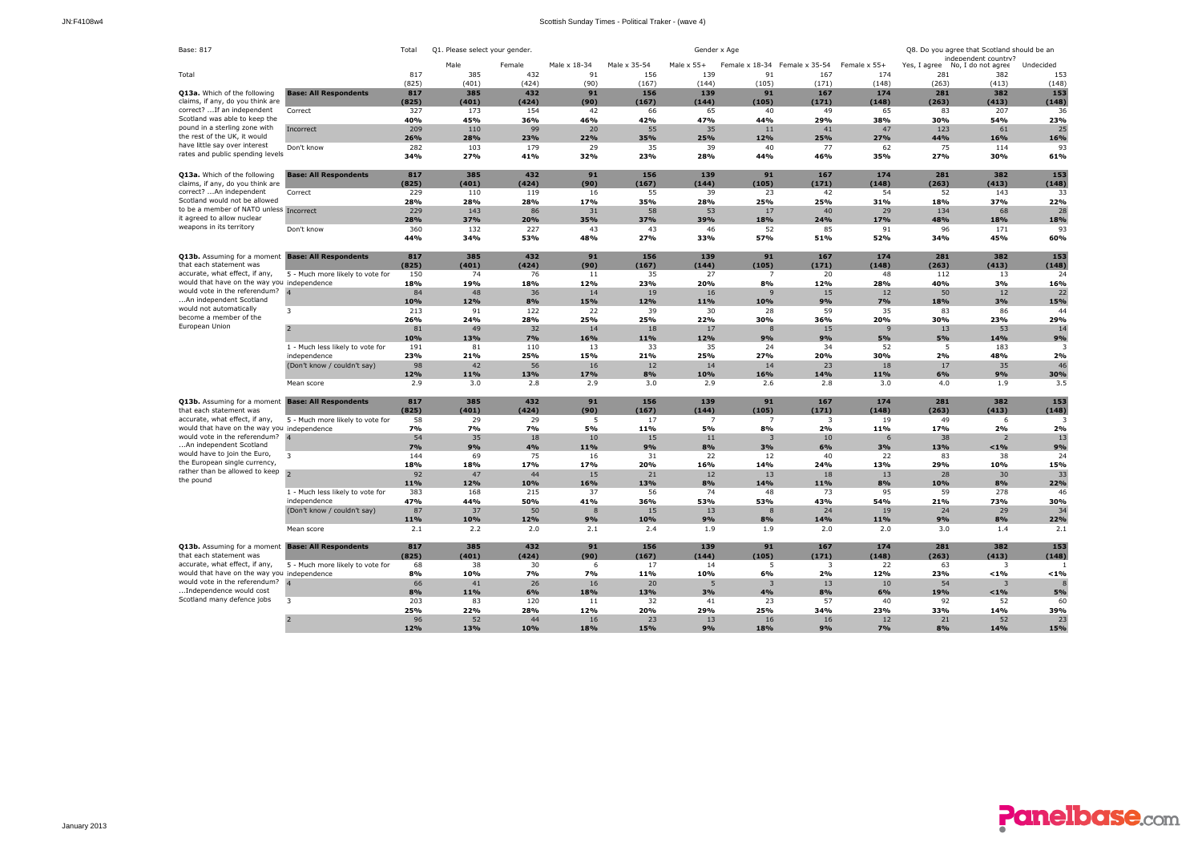Base: 817

| | | Total | Q1. Please select your gender. | | Gender x Age | | | | | | Q8. Do you agree that Scotland should be an independent country? | | |
|---|---|---|---|---|---|---|---|---|---|---|---|---|---|
| | | | Male | Female | Male x 18-34 | Male x 35-54 | Male x 55+ | Female x 18-34 | Female x 35-54 | Female x 55+ | Yes, I agree | No, I do not agree | Undecided |
| Total | | 817 | 385 | 432 | 91 | 156 | 139 | 91 | 167 | 174 | 281 | 382 | 153 |
| | | (825) | (401) | (424) | (90) | (167) | (144) | (105) | (171) | (148) | (263) | (413) | (148) |
| **Q13a.** Which of the following claims, if any, do you think are correct? ...If an independent Scotland was able to keep the pound in a sterling zone with the rest of the UK, it would have little say over interest rates and public spending levels | **Base: All Respondents** | **817** | **385** | **432** | **91** | **156** | **139** | **91** | **167** | **174** | **281** | **382** | **153** |
| | | **(825)** | **(401)** | **(424)** | **(90)** | **(167)** | **(144)** | **(105)** | **(171)** | **(148)** | **(263)** | **(413)** | **(148)** |
| | Correct | 327 | 173 | 154 | 42 | 66 | 65 | 40 | 49 | 65 | 83 | 207 | 36 |
| | | **40%** | **45%** | **36%** | **46%** | **42%** | **47%** | **44%** | **29%** | **38%** | **30%** | **54%** | **23%** |
| | Incorrect | 209 | 110 | 99 | 20 | 55 | 35 | 11 | 41 | 47 | 123 | 61 | 25 |
| | | **26%** | **28%** | **23%** | **22%** | **35%** | **25%** | **12%** | **25%** | **27%** | **44%** | **16%** | **16%** |
| | Don't know | 282 | 103 | 179 | 29 | 35 | 39 | 40 | 77 | 62 | 75 | 114 | 93 |
| | | **34%** | **27%** | **41%** | **32%** | **23%** | **28%** | **44%** | **46%** | **35%** | **27%** | **30%** | **61%** |
| **Q13a.** Which of the following claims, if any, do you think are correct? ...An independent Scotland would not be allowed to be a member of NATO unless it agreed to allow nuclear weapons in its territory | **Base: All Respondents** | **817** | **385** | **432** | **91** | **156** | **139** | **91** | **167** | **174** | **281** | **382** | **153** |
| | | **(825)** | **(401)** | **(424)** | **(90)** | **(167)** | **(144)** | **(105)** | **(171)** | **(148)** | **(263)** | **(413)** | **(148)** |
| | Correct | 229 | 110 | 119 | 16 | 55 | 39 | 23 | 42 | 54 | 52 | 143 | 33 |
| | | **28%** | **28%** | **28%** | **17%** | **35%** | **28%** | **25%** | **25%** | **31%** | **18%** | **37%** | **22%** |
| | Incorrect | 229 | 143 | 86 | 31 | 58 | 53 | 17 | 40 | 29 | 134 | 68 | 28 |
| | | **28%** | **37%** | **20%** | **35%** | **37%** | **39%** | **18%** | **24%** | **17%** | **48%** | **18%** | **18%** |
| | Don't know | 360 | 132 | 227 | 43 | 43 | 46 | 52 | 85 | 91 | 96 | 171 | 93 |
| | | **44%** | **34%** | **53%** | **48%** | **27%** | **33%** | **57%** | **51%** | **52%** | **34%** | **45%** | **60%** |
| **Q13b.** Assuming for a moment that each statement was accurate, what effect, if any, would that have on the way you would vote in the referendum? ...An independent Scotland would not automatically become a member of the European Union | **Base: All Respondents** | **817** | **385** | **432** | **91** | **156** | **139** | **91** | **167** | **174** | **281** | **382** | **153** |
| | | **(825)** | **(401)** | **(424)** | **(90)** | **(167)** | **(144)** | **(105)** | **(171)** | **(148)** | **(263)** | **(413)** | **(148)** |
| | 5 - Much more likely to vote for independence | 150 | 74 | 76 | 11 | 35 | 27 | 7 | 20 | 48 | 112 | 13 | 24 |
| | | **18%** | **19%** | **18%** | **12%** | **23%** | **20%** | **8%** | **12%** | **28%** | **40%** | **3%** | **16%** |
| | 4 | 84 | 48 | 36 | 14 | 19 | 16 | 9 | 15 | 12 | 50 | 12 | 22 |
| | | **10%** | **12%** | **8%** | **15%** | **12%** | **11%** | **10%** | **9%** | **7%** | **18%** | **3%** | **15%** |
| | 3 | 213 | 91 | 122 | 22 | 39 | 30 | 28 | 59 | 35 | 83 | 86 | 44 |
| | | **26%** | **24%** | **28%** | **25%** | **25%** | **22%** | **30%** | **36%** | **20%** | **30%** | **23%** | **29%** |
| | 2 | 81 | 49 | 32 | 14 | 18 | 17 | 8 | 15 | 9 | 13 | 53 | 14 |
| | | **10%** | **13%** | **7%** | **16%** | **11%** | **12%** | **9%** | **9%** | **5%** | **5%** | **14%** | **9%** |
| | 1 - Much less likely to vote for independence | 191 | 81 | 110 | 13 | 33 | 35 | 24 | 34 | 52 | 5 | 183 | 3 |
| | | **23%** | **21%** | **25%** | **15%** | **21%** | **25%** | **27%** | **20%** | **30%** | **2%** | **48%** | **2%** |
| | (Don't know / couldn't say) | 98 | 42 | 56 | 16 | 12 | 14 | 14 | 23 | 18 | 17 | 35 | 46 |
| | | **12%** | **11%** | **13%** | **17%** | **8%** | **10%** | **16%** | **14%** | **11%** | **6%** | **9%** | **30%** |
| | Mean score | 2.9 | 3.0 | 2.8 | 2.9 | 3.0 | 2.9 | 2.6 | 2.8 | 3.0 | 4.0 | 1.9 | 3.5 |
| **Q13b.** Assuming for a moment that each statement was accurate, what effect, if any, would that have on the way you would vote in the referendum? ...An independent Scotland would have to join the Euro, the European single currency, rather than be allowed to keep the pound | **Base: All Respondents** | **817** | **385** | **432** | **91** | **156** | **139** | **91** | **167** | **174** | **281** | **382** | **153** |
| | | **(825)** | **(401)** | **(424)** | **(90)** | **(167)** | **(144)** | **(105)** | **(171)** | **(148)** | **(263)** | **(413)** | **(148)** |
| | 5 - Much more likely to vote for independence | 58 | 29 | 29 | 5 | 17 | 7 | 7 | 3 | 19 | 49 | 6 | 3 |
| | | **7%** | **7%** | **7%** | **5%** | **11%** | **5%** | **8%** | **2%** | **11%** | **17%** | **2%** | **2%** |
| | 4 | 54 | 35 | 18 | 10 | 15 | 11 | 3 | 10 | 6 | 38 | 2 | 13 |
| | | **7%** | **9%** | **4%** | **11%** | **9%** | **8%** | **3%** | **6%** | **3%** | **13%** | **<1%** | **9%** |
| | 3 | 144 | 69 | 75 | 16 | 31 | 22 | 12 | 40 | 22 | 83 | 38 | 24 |
| | | **18%** | **18%** | **17%** | **17%** | **20%** | **16%** | **14%** | **24%** | **13%** | **29%** | **10%** | **15%** |
| | 2 | 92 | 47 | 44 | 15 | 21 | 12 | 13 | 18 | 13 | 28 | 30 | 33 |
| | | **11%** | **12%** | **10%** | **16%** | **13%** | **8%** | **14%** | **11%** | **8%** | **10%** | **8%** | **22%** |
| | 1 - Much less likely to vote for independence | 383 | 168 | 215 | 37 | 56 | 74 | 48 | 73 | 95 | 59 | 278 | 46 |
| | | **47%** | **44%** | **50%** | **41%** | **36%** | **53%** | **53%** | **43%** | **54%** | **21%** | **73%** | **30%** |
| | (Don't know / couldn't say) | 87 | 37 | 50 | 8 | 15 | 13 | 8 | 24 | 19 | 24 | 29 | 34 |
| | | **11%** | **10%** | **12%** | **9%** | **10%** | **9%** | **8%** | **14%** | **11%** | **9%** | **8%** | **22%** |
| | Mean score | 2.1 | 2.2 | 2.0 | 2.1 | 2.4 | 1.9 | 1.9 | 2.0 | 2.0 | 3.0 | 1.4 | 2.1 |
| **Q13b.** Assuming for a moment that each statement was accurate, what effect, if any, would that have on the way you would vote in the referendum? ...Independence would cost Scotland many defence jobs | **Base: All Respondents** | **817** | **385** | **432** | **91** | **156** | **139** | **91** | **167** | **174** | **281** | **382** | **153** |
| | | **(825)** | **(401)** | **(424)** | **(90)** | **(167)** | **(144)** | **(105)** | **(171)** | **(148)** | **(263)** | **(413)** | **(148)** |
| | 5 - Much more likely to vote for independence | 68 | 38 | 30 | 6 | 17 | 14 | 5 | 3 | 22 | 63 | 3 | 1 |
| | | **8%** | **10%** | **7%** | **7%** | **11%** | **10%** | **6%** | **2%** | **12%** | **23%** | **<1%** | **<1%** |
| | 4 | 66 | 41 | 26 | 16 | 20 | 5 | 3 | 13 | 10 | 54 | 3 | 8 |
| | | **8%** | **11%** | **6%** | **18%** | **13%** | **3%** | **4%** | **8%** | **6%** | **19%** | **<1%** | **5%** |
| | 3 | 203 | 83 | 120 | 11 | 32 | 41 | 23 | 57 | 40 | 92 | 52 | 60 |
| | | **25%** | **22%** | **28%** | **12%** | **20%** | **29%** | **25%** | **34%** | **23%** | **33%** | **14%** | **39%** |
| | 2 | 96 | 52 | 44 | 16 | 23 | 13 | 16 | 16 | 12 | 21 | 52 | 23 |
| | | **12%** | **13%** | **10%** | **18%** | **15%** | **9%** | **18%** | **9%** | **7%** | **8%** | **14%** | **15%** |

January 2013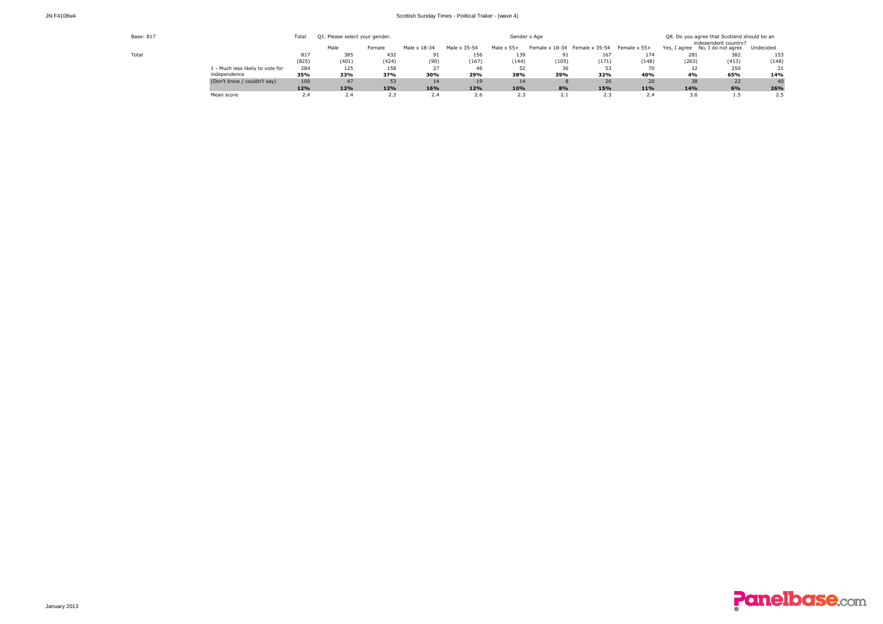Base: 817

| | | Total | Q1. Please select your gender. | | Gender x Age | | | | | | Q8. Do you agree that Scotland should be an independent country? | | |
|---|---|---|---|---|---|---|---|---|---|---|---|---|---|
| | | | Male | Female | Male x 18-34 | Male x 35-54 | Male x 55+ | Female x 18-34 | Female x 35-54 | Female x 55+ | Yes, I agree | No, I do not agree | Undecided |
| Total | | 817 | 385 | 432 | 91 | 156 | 139 | 91 | 167 | 174 | 281 | 382 | 153 |
| | | (825) | (401) | (424) | (90) | (167) | (144) | (105) | (171) | (148) | (263) | (413) | (148) |
| | 1 - Much less likely to vote for independence | 284 | 125 | 158 | 27 | 46 | 52 | 36 | 53 | 70 | 12 | 250 | 21 |
| | | **35%** | **33%** | **37%** | **30%** | **29%** | **38%** | **39%** | **32%** | **40%** | **4%** | **65%** | **14%** |
| | (Don't know / couldn't say) | 100 | 47 | 53 | 14 | 19 | 14 | 8 | 26 | 20 | 38 | 22 | 40 |
| | | **12%** | **12%** | **12%** | **16%** | **12%** | **10%** | **8%** | **15%** | **11%** | **14%** | **6%** | **26%** |
| | Mean score | 2.4 | 2.4 | 2.3 | 2.4 | 2.6 | 2.3 | 2.1 | 2.3 | 2.4 | 3.6 | 1.5 | 2.5 |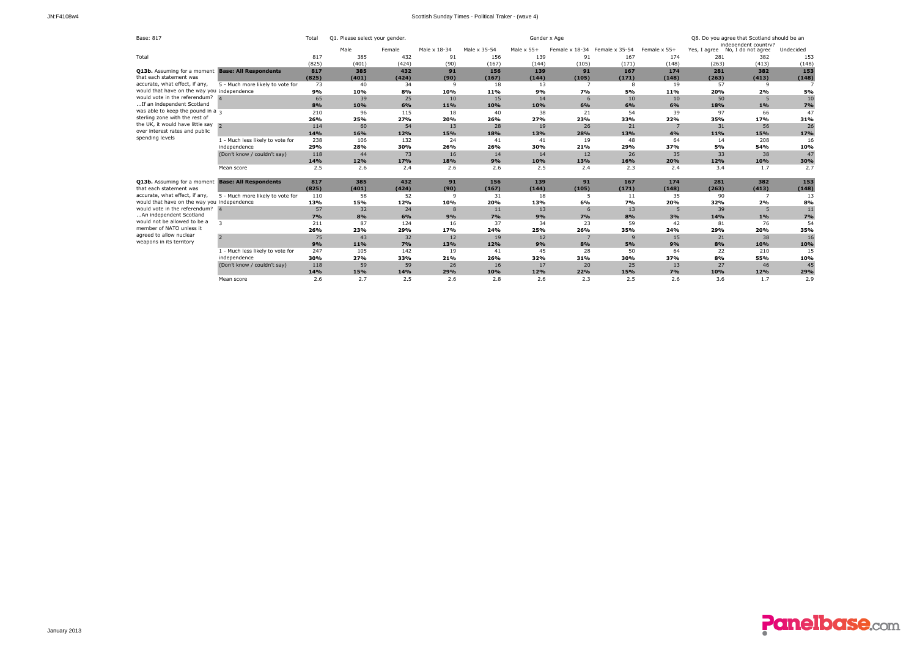Base: 817

| | | Total | Q1. Please select your gender. | | Gender x Age | | | | | | Q8. Do you agree that Scotland should be an independent country? | | |
|---|---|---|---|---|---|---|---|---|---|---|---|---|---|
| | | | Male | Female | Male x 18-34 | Male x 35-54 | Male x 55+ | Female x 18-34 | Female x 35-54 | Female x 55+ | Yes, I agree | No, I do not agree | Undecided |
| Total | | 817 | 385 | 432 | 91 | 156 | 139 | 91 | 167 | 174 | 281 | 382 | 153 |
| | | (825) | (401) | (424) | (90) | (167) | (144) | (105) | (171) | (148) | (263) | (413) | (148) |
| **Q13b.** Assuming for a moment that each statement was accurate, what effect, if any, would that have on the way you would vote in the referendum? ...If an independent Scotland was able to keep the pound in a sterling zone with the rest of the UK, it would have little say over interest rates and public spending levels | **Base: All Respondents** | **817** | **385** | **432** | **91** | **156** | **139** | **91** | **167** | **174** | **281** | **382** | **153** |
| | | **(825)** | **(401)** | **(424)** | **(90)** | **(167)** | **(144)** | **(105)** | **(171)** | **(148)** | **(263)** | **(413)** | **(148)** |
| | 5 - Much more likely to vote for independence | 73 | 40 | 34 | 9 | 18 | 13 | 7 | 8 | 19 | 57 | 9 | 7 |
| | | **9%** | **10%** | **8%** | **10%** | **11%** | **9%** | **7%** | **5%** | **11%** | **20%** | **2%** | **5%** |
| | 4 | 65 | 39 | 25 | 10 | 15 | 14 | 6 | 10 | 10 | 50 | 5 | 10 |
| | | **8%** | **10%** | **6%** | **11%** | **10%** | **10%** | **6%** | **6%** | **6%** | **18%** | **1%** | **7%** |
| | 3 | 210 | 96 | 115 | 18 | 40 | 38 | 21 | 54 | 39 | 97 | 66 | 47 |
| | | **26%** | **25%** | **27%** | **20%** | **26%** | **27%** | **23%** | **33%** | **22%** | **35%** | **17%** | **31%** |
| | 2 | 114 | 60 | 54 | 13 | 28 | 19 | 26 | 21 | 7 | 31 | 56 | 26 |
| | | **14%** | **16%** | **12%** | **15%** | **18%** | **13%** | **28%** | **13%** | **4%** | **11%** | **15%** | **17%** |
| | 1 - Much less likely to vote for independence | 238 | 106 | 132 | 24 | 41 | 41 | 19 | 48 | 64 | 14 | 208 | 16 |
| | | **29%** | **28%** | **30%** | **26%** | **26%** | **30%** | **21%** | **29%** | **37%** | **5%** | **54%** | **10%** |
| | (Don't know / couldn't say) | 118 | 44 | 73 | 16 | 14 | 14 | 12 | 26 | 35 | 33 | 38 | 47 |
| | | **14%** | **12%** | **17%** | **18%** | **9%** | **10%** | **13%** | **16%** | **20%** | **12%** | **10%** | **30%** |
| | Mean score | 2.5 | 2.6 | 2.4 | 2.6 | 2.6 | 2.5 | 2.4 | 2.3 | 2.4 | 3.4 | 1.7 | 2.7 |
| **Q13b.** Assuming for a moment that each statement was accurate, what effect, if any, would that have on the way you would vote in the referendum? ...An independent Scotland would not be allowed to be a member of NATO unless it agreed to allow nuclear weapons in its territory | **Base: All Respondents** | **817** | **385** | **432** | **91** | **156** | **139** | **91** | **167** | **174** | **281** | **382** | **153** |
| | | **(825)** | **(401)** | **(424)** | **(90)** | **(167)** | **(144)** | **(105)** | **(171)** | **(148)** | **(263)** | **(413)** | **(148)** |
| | 5 - Much more likely to vote for independence | 110 | 58 | 52 | 9 | 31 | 18 | 5 | 11 | 35 | 90 | 7 | 13 |
| | | **13%** | **15%** | **12%** | **10%** | **20%** | **13%** | **6%** | **7%** | **20%** | **32%** | **2%** | **8%** |
| | 4 | 57 | 32 | 24 | 8 | 11 | 13 | 6 | 13 | 5 | 39 | 5 | 11 |
| | | **7%** | **8%** | **6%** | **9%** | **7%** | **9%** | **7%** | **8%** | **3%** | **14%** | **1%** | **7%** |
| | 3 | 211 | 87 | 124 | 16 | 37 | 34 | 23 | 59 | 42 | 81 | 76 | 54 |
| | | **26%** | **23%** | **29%** | **17%** | **24%** | **25%** | **26%** | **35%** | **24%** | **29%** | **20%** | **35%** |
| | 2 | 75 | 43 | 32 | 12 | 19 | 12 | 7 | 9 | 15 | 21 | 38 | 16 |
| | | **9%** | **11%** | **7%** | **13%** | **12%** | **9%** | **8%** | **5%** | **9%** | **8%** | **10%** | **10%** |
| | 1 - Much less likely to vote for independence | 247 | 105 | 142 | 19 | 41 | 45 | 28 | 50 | 64 | 22 | 210 | 15 |
| | | **30%** | **27%** | **33%** | **21%** | **26%** | **32%** | **31%** | **30%** | **37%** | **8%** | **55%** | **10%** |
| | (Don't know / couldn't say) | 118 | 59 | 59 | 26 | 16 | 17 | 20 | 25 | 13 | 27 | 46 | 45 |
| | | **14%** | **15%** | **14%** | **29%** | **10%** | **12%** | **22%** | **15%** | **7%** | **10%** | **12%** | **29%** |
| | Mean score | 2.6 | 2.7 | 2.5 | 2.6 | 2.8 | 2.6 | 2.3 | 2.5 | 2.6 | 3.6 | 1.7 | 2.9 |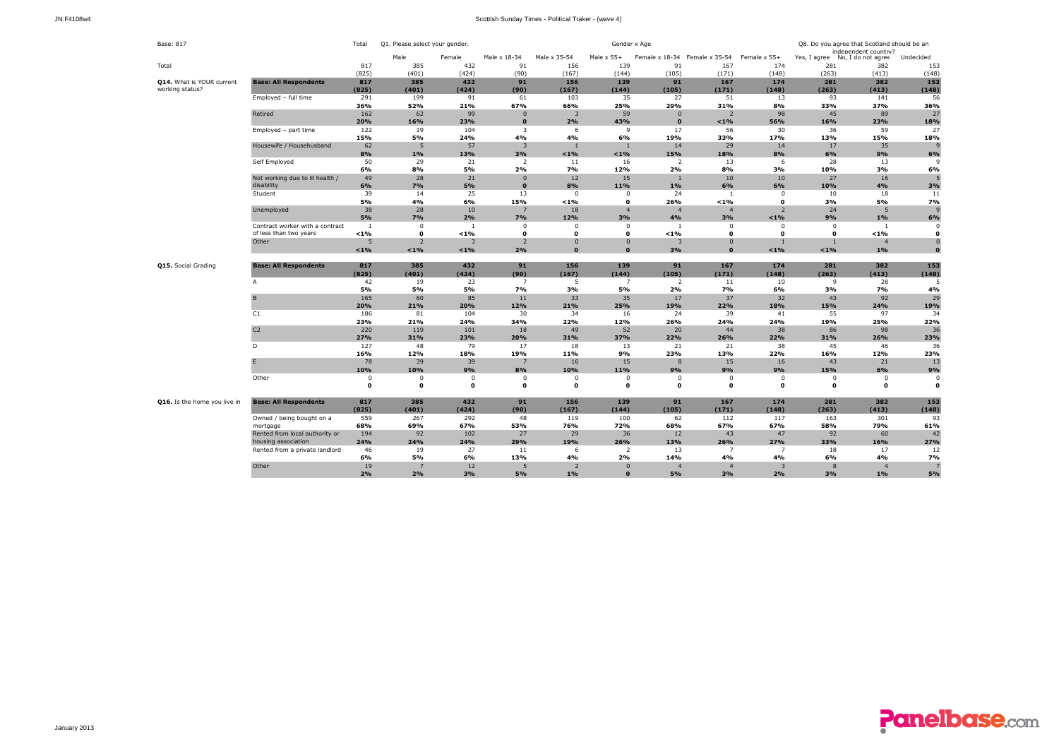Base: 817

| | | Total | Q1. Please select your gender. | | Gender x Age | | | | | | Q8. Do you agree that Scotland should be an independent country? | | |
|---|---|---|---|---|---|---|---|---|---|---|---|---|---|
| | | | Male | Female | Male x 18-34 | Male x 35-54 | Male x 55+ | Female x 18-34 | Female x 35-54 | Female x 55+ | Yes, I agree | No, I do not agree | Undecided |
| Total | | 817 | 385 | 432 | 91 | 156 | 139 | 91 | 167 | 174 | 281 | 382 | 153 |
| | | (825) | (401) | (424) | (90) | (167) | (144) | (105) | (171) | (148) | (263) | (413) | (148) |
| **Q14.** What is YOUR current working status? | **Base: All Respondents** | **817** | **385** | **432** | **91** | **156** | **139** | **91** | **167** | **174** | **281** | **382** | **153** |
| | | **(825)** | **(401)** | **(424)** | **(90)** | **(167)** | **(144)** | **(105)** | **(171)** | **(148)** | **(263)** | **(413)** | **(148)** |
| | Employed - full time | 291 | 199 | 91 | 61 | 103 | 35 | 27 | 51 | 13 | 93 | 141 | 56 |
| | | **36%** | **52%** | **21%** | **67%** | **66%** | **25%** | **29%** | **31%** | **8%** | **33%** | **37%** | **36%** |
| | Retired | 162 | 62 | 99 | 0 | 3 | 59 | 0 | 2 | 98 | 45 | 89 | 27 |
| | | **20%** | **16%** | **23%** | **0** | **2%** | **43%** | **0** | **<1%** | **56%** | **16%** | **23%** | **18%** |
| | Employed - part time | 122 | 19 | 104 | 3 | 6 | 9 | 17 | 56 | 30 | 36 | 59 | 27 |
| | | **15%** | **5%** | **24%** | **4%** | **4%** | **6%** | **19%** | **33%** | **17%** | **13%** | **15%** | **18%** |
| | Housewife / Househusband | 62 | 5 | 57 | 3 | 1 | 1 | 14 | 29 | 14 | 17 | 35 | 9 |
| | | **8%** | **1%** | **13%** | **3%** | **<1%** | **<1%** | **15%** | **18%** | **8%** | **6%** | **9%** | **6%** |
| | Self Employed | 50 | 29 | 21 | 2 | 11 | 16 | 2 | 13 | 6 | 28 | 13 | 9 |
| | | **6%** | **8%** | **5%** | **2%** | **7%** | **12%** | **2%** | **8%** | **3%** | **10%** | **3%** | **6%** |
| | Not working due to ill health / disability | 49 | 28 | 21 | 0 | 12 | 15 | 1 | 10 | 10 | 27 | 16 | 5 |
| | | **6%** | **7%** | **5%** | **0** | **8%** | **11%** | **1%** | **6%** | **6%** | **10%** | **4%** | **3%** |
| | Student | 39 | 14 | 25 | 13 | 0 | 0 | 24 | 1 | 0 | 10 | 18 | 11 |
| | | **5%** | **4%** | **6%** | **15%** | **<1%** | **0** | **26%** | **<1%** | **0** | **3%** | **5%** | **7%** |
| | Unemployed | 38 | 28 | 10 | 7 | 18 | 4 | 4 | 4 | 2 | 24 | 5 | 9 |
| | | **5%** | **7%** | **2%** | **7%** | **12%** | **3%** | **4%** | **3%** | **<1%** | **9%** | **1%** | **6%** |
| | Contract worker with a contract of less than two years | 1 | 0 | 1 | 0 | 0 | 0 | 1 | 0 | 0 | 0 | 1 | 0 |
| | | **<1%** | **0** | **<1%** | **0** | **0** | **0** | **<1%** | **0** | **0** | **0** | **<1%** | **0** |
| | Other | 5 | 2 | 3 | 2 | 0 | 0 | 3 | 0 | 1 | 1 | 4 | 0 |
| | | **<1%** | **<1%** | **<1%** | **2%** | **0** | **0** | **3%** | **0** | **<1%** | **<1%** | **1%** | **0** |
| **Q15.** Social Grading | **Base: All Respondents** | **817** | **385** | **432** | **91** | **156** | **139** | **91** | **167** | **174** | **281** | **382** | **153** |
| | | **(825)** | **(401)** | **(424)** | **(90)** | **(167)** | **(144)** | **(105)** | **(171)** | **(148)** | **(263)** | **(413)** | **(148)** |
| | A | 42 | 19 | 23 | 7 | 5 | 7 | 2 | 11 | 10 | 9 | 28 | 5 |
| | | **5%** | **5%** | **5%** | **7%** | **3%** | **5%** | **2%** | **7%** | **6%** | **3%** | **7%** | **4%** |
| | B | 165 | 80 | 85 | 11 | 33 | 35 | 17 | 37 | 32 | 43 | 92 | 29 |
| | | **20%** | **21%** | **20%** | **12%** | **21%** | **25%** | **19%** | **22%** | **18%** | **15%** | **24%** | **19%** |
| | C1 | 186 | 81 | 104 | 30 | 34 | 16 | 24 | 39 | 41 | 55 | 97 | 34 |
| | | **23%** | **21%** | **24%** | **34%** | **22%** | **12%** | **26%** | **24%** | **24%** | **19%** | **25%** | **22%** |
| | C2 | 220 | 119 | 101 | 18 | 49 | 52 | 20 | 44 | 38 | 86 | 98 | 36 |
| | | **27%** | **31%** | **23%** | **20%** | **31%** | **37%** | **22%** | **26%** | **22%** | **31%** | **26%** | **23%** |
| | D | 127 | 48 | 79 | 17 | 18 | 13 | 21 | 21 | 38 | 45 | 46 | 36 |
| | | **16%** | **12%** | **18%** | **19%** | **11%** | **9%** | **23%** | **13%** | **22%** | **16%** | **12%** | **23%** |
| | E | 78 | 39 | 39 | 7 | 16 | 15 | 8 | 15 | 16 | 43 | 21 | 13 |
| | | **10%** | **10%** | **9%** | **8%** | **10%** | **11%** | **9%** | **9%** | **9%** | **15%** | **6%** | **9%** |
| | Other | 0 | 0 | 0 | 0 | 0 | 0 | 0 | 0 | 0 | 0 | 0 | 0 |
| | | **0** | **0** | **0** | **0** | **0** | **0** | **0** | **0** | **0** | **0** | **0** | **0** |
| **Q16.** Is the home you live in | **Base: All Respondents** | **817** | **385** | **432** | **91** | **156** | **139** | **91** | **167** | **174** | **281** | **382** | **153** |
| | | **(825)** | **(401)** | **(424)** | **(90)** | **(167)** | **(144)** | **(105)** | **(171)** | **(148)** | **(263)** | **(413)** | **(148)** |
| | Owned / being bought on a mortgage | 559 | 267 | 292 | 48 | 119 | 100 | 62 | 112 | 117 | 163 | 301 | 93 |
| | | **68%** | **69%** | **67%** | **53%** | **76%** | **72%** | **68%** | **67%** | **67%** | **58%** | **79%** | **61%** |
| | Rented from local authority or housing association | 194 | 92 | 102 | 27 | 29 | 36 | 12 | 43 | 47 | 92 | 60 | 42 |
| | | **24%** | **24%** | **24%** | **29%** | **19%** | **26%** | **13%** | **26%** | **27%** | **33%** | **16%** | **27%** |
| | Rented from a private landlord | 46 | 19 | 27 | 11 | 6 | 2 | 13 | 7 | 7 | 18 | 17 | 12 |
| | | **6%** | **5%** | **6%** | **13%** | **4%** | **2%** | **14%** | **4%** | **4%** | **6%** | **4%** | **7%** |
| | Other | 19 | 7 | 12 | 5 | 2 | 0 | 4 | 4 | 3 | 8 | 4 | 7 |
| | | **2%** | **2%** | **3%** | **5%** | **1%** | **0** | **5%** | **3%** | **2%** | **3%** | **1%** | **5%** |